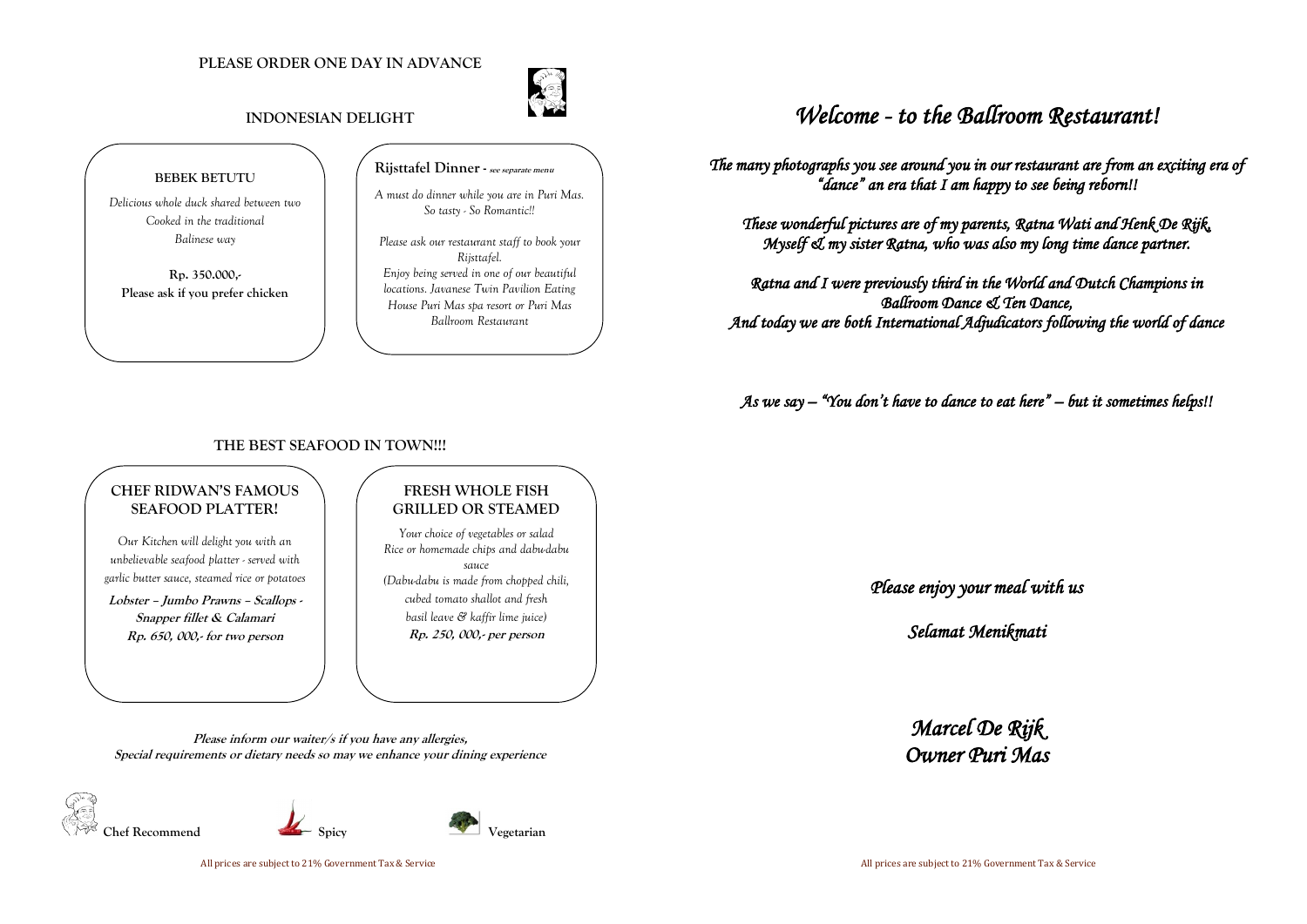**PLEASE ORDER ONE DAY IN ADVANCE**

## INDONESIAN DELIGHT

### BEBEK BETUTU

*Delicious whole duck shared between two*
*Cooked in the traditional*
*Balinese way*

**Rp. 350.000,-**
**Please ask if you prefer chicken**

### Rijsttafel Dinner - *see separate menu*

*A must do dinner while you are in Puri Mas.*
*So tasty - So Romantic!!*

*Please ask our restaurant staff to book your Rijsttafel.*
*Enjoy being served in one of our beautiful locations. Javanese Twin Pavilion Eating House Puri Mas spa resort or Puri Mas Ballroom Restaurant*

## THE BEST SEAFOOD IN TOWN!!!

### CHEF RIDWAN'S FAMOUS SEAFOOD PLATTER!

*Our Kitchen will delight you with an unbelievable seafood platter - served with garlic butter sauce, steamed rice or potatoes*

**Lobster – Jumbo Prawns – Scallops - Snapper fillet & Calamari**
**Rp. 650, 000,- for two person**

### FRESH WHOLE FISH GRILLED OR STEAMED

*Your choice of vegetables or salad*
*Rice or homemade chips and dabu-dabu sauce*
*(Dabu-dabu is made from chopped chili, cubed tomato shallot and fresh basil leave & kaffir lime juice)*
**Rp. 250, 000,- per person**

**Please inform our waiter/s if you have any allergies,**
**Special requirements or dietary needs so may we enhance your dining experience**

**Chef Recommend** **Spicy** **Vegetarian**

All prices are subject to 21% Government Tax & Service

# *Welcome - to the Ballroom Restaurant!*

*The many photographs you see around you in our restaurant are from an exciting era of "dance" an era that I am happy to see being reborn!!*

*These wonderful pictures are of my parents, Ratna Wati and Henk De Rijk, Myself & my sister Ratna, who was also my long time dance partner.*

*Ratna and I were previously third in the World and Dutch Champions in Ballroom Dance & Ten Dance,*
*And today we are both International Adjudicators following the world of dance*

*As we say – "You don't have to dance to eat here" – but it sometimes helps!!*

*Please enjoy your meal with us*

*Selamat Menikmati*

*Marcel De Rijk*
*Owner Puri Mas*

All prices are subject to 21% Government Tax & Service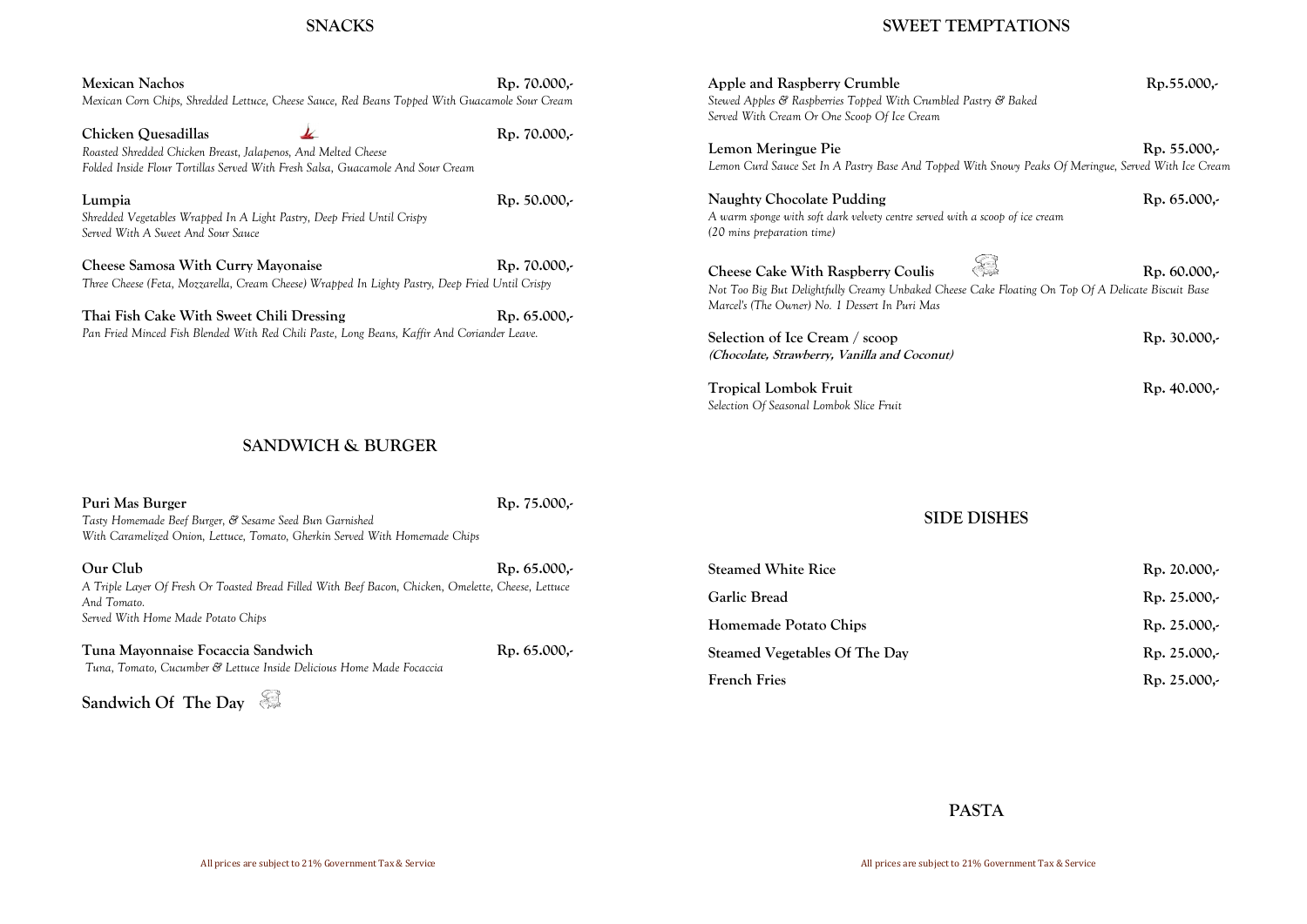## SNACKS

**Mexican Nachos** Rp. 70.000,-
*Mexican Corn Chips, Shredded Lettuce, Cheese Sauce, Red Beans Topped With Guacamole Sour Cream*

**Chicken Quesadillas** Rp. 70.000,-
*Roasted Shredded Chicken Breast, Jalapenos, And Melted Cheese*
*Folded Inside Flour Tortillas Served With Fresh Salsa, Guacamole And Sour Cream*

**Lumpia** Rp. 50.000,-
*Shredded Vegetables Wrapped In A Light Pastry, Deep Fried Until Crispy*
*Served With A Sweet And Sour Sauce*

**Cheese Samosa With Curry Mayonaise** Rp. 70.000,-
*Three Cheese (Feta, Mozzarella, Cream Cheese) Wrapped In Lighty Pastry, Deep Fried Until Crispy*

**Thai Fish Cake With Sweet Chili Dressing** Rp. 65.000,-
*Pan Fried Minced Fish Blended With Red Chili Paste, Long Beans, Kaffir And Coriander Leave.*

## SANDWICH & BURGER

**Puri Mas Burger** Rp. 75.000,-
*Tasty Homemade Beef Burger, & Sesame Seed Bun Garnished*
*With Caramelized Onion, Lettuce, Tomato, Gherkin Served With Homemade Chips*

**Our Club** Rp. 65.000,-
*A Triple Layer Of Fresh Or Toasted Bread Filled With Beef Bacon, Chicken, Omelette, Cheese, Lettuce And Tomato.*
*Served With Home Made Potato Chips*

**Tuna Mayonnaise Focaccia Sandwich** Rp. 65.000,-
*Tuna, Tomato, Cucumber & Lettuce Inside Delicious Home Made Focaccia*

**Sandwich Of The Day**

All prices are subject to 21% Government Tax & Service

## SWEET TEMPTATIONS

**Apple and Raspberry Crumble** Rp.55.000,-
*Stewed Apples & Raspberries Topped With Crumbled Pastry & Baked*
*Served With Cream Or One Scoop Of Ice Cream*

**Lemon Meringue Pie** Rp. 55.000,-
*Lemon Curd Sauce Set In A Pastry Base And Topped With Snowy Peaks Of Meringue, Served With Ice Cream*

**Naughty Chocolate Pudding** Rp. 65.000,-
*A warm sponge with soft dark velvety centre served with a scoop of ice cream*
*(20 mins preparation time)*

**Cheese Cake With Raspberry Coulis** Rp. 60.000,-
*Not Too Big But Delightfully Creamy Unbaked Cheese Cake Floating On Top Of A Delicate Biscuit Base*
*Marcel's (The Owner) No. 1 Dessert In Puri Mas*

**Selection of Ice Cream / scoop** Rp. 30.000,-
***(Chocolate, Strawberry, Vanilla and Coconut)***

**Tropical Lombok Fruit** Rp. 40.000,-
*Selection Of Seasonal Lombok Slice Fruit*

## SIDE DISHES

| Item | Price |
|---|---|
| Steamed White Rice | Rp. 20.000,- |
| Garlic Bread | Rp. 25.000,- |
| Homemade Potato Chips | Rp. 25.000,- |
| Steamed Vegetables Of The Day | Rp. 25.000,- |
| French Fries | Rp. 25.000,- |

## PASTA

All prices are subject to 21% Government Tax & Service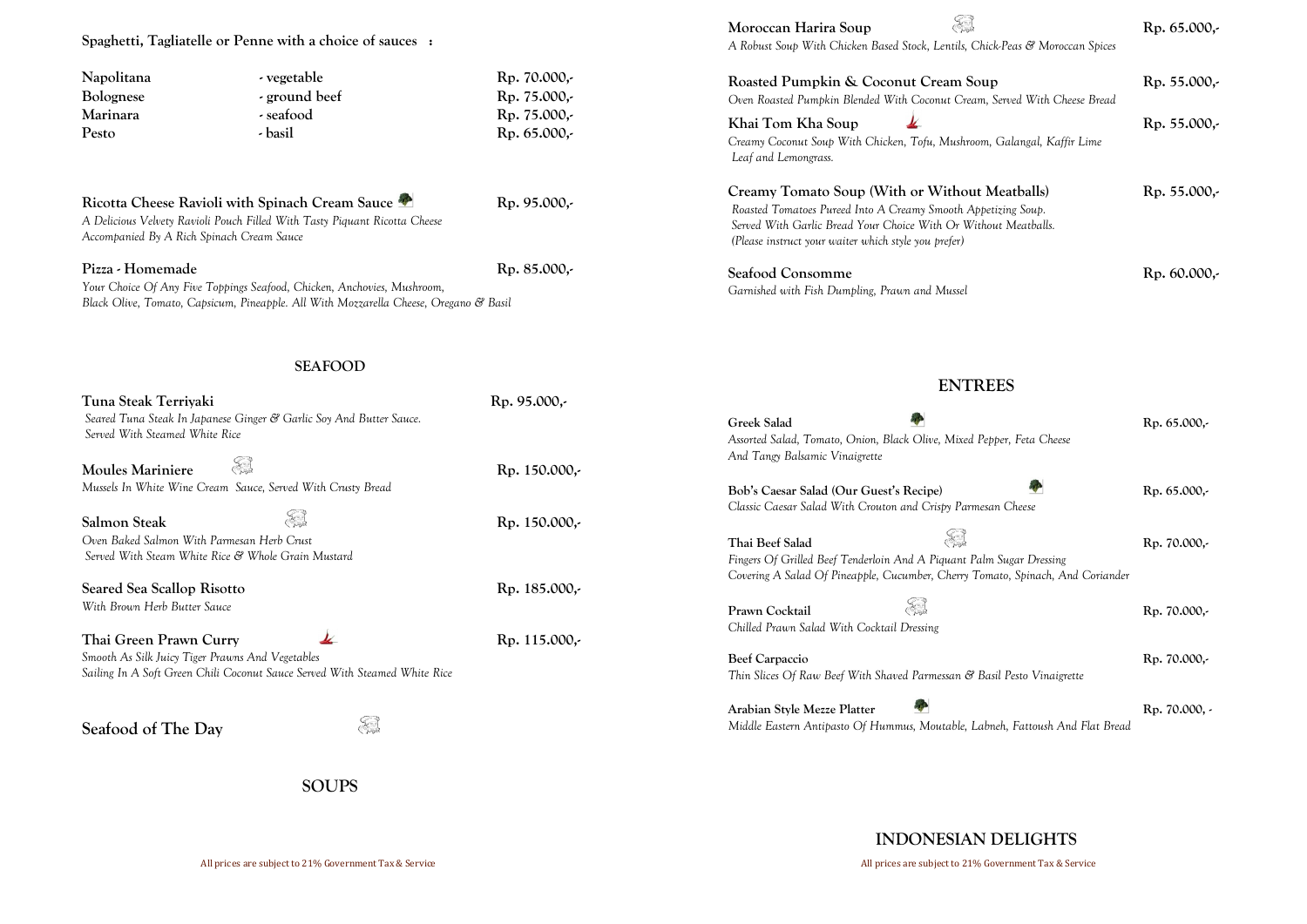**Spaghetti, Tagliatelle or Penne with a choice of sauces :**

| | | |
|---|---|---|
| **Napolitana** | - vegetable | Rp. 70.000,- |
| **Bolognese** | - ground beef | Rp. 75.000,- |
| **Marinara** | - seafood | Rp. 75.000,- |
| **Pesto** | - basil | Rp. 65.000,- |

**Ricotta Cheese Ravioli with Spinach Cream Sauce** — Rp. 95.000,-
*A Delicious Velvety Ravioli Pouch Filled With Tasty Piquant Ricotta Cheese Accompanied By A Rich Spinach Cream Sauce*

**Pizza - Homemade** — Rp. 85.000,-
*Your Choice Of Any Five Toppings Seafood, Chicken, Anchovies, Mushroom, Black Olive, Tomato, Capsicum, Pineapple. All With Mozzarella Cheese, Oregano & Basil*

## SEAFOOD

**Tuna Steak Terriyaki** — Rp. 95.000,-
*Seared Tuna Steak In Japanese Ginger & Garlic Soy And Butter Sauce. Served With Steamed White Rice*

**Moules Mariniere** — Rp. 150.000,-
*Mussels In White Wine Cream Sauce, Served With Crusty Bread*

**Salmon Steak** — Rp. 150.000,-
*Oven Baked Salmon With Parmesan Herb Crust Served With Steam White Rice & Whole Grain Mustard*

**Seared Sea Scallop Risotto** — Rp. 185.000,-
*With Brown Herb Butter Sauce*

**Thai Green Prawn Curry** — Rp. 115.000,-
*Smooth As Silk Juicy Tiger Prawns And Vegetables Sailing In A Soft Green Chili Coconut Sauce Served With Steamed White Rice*

**Seafood of The Day**

## SOUPS

**Moroccan Harira Soup** — Rp. 65.000,-
*A Robust Soup With Chicken Based Stock, Lentils, Chick-Peas & Moroccan Spices*

**Roasted Pumpkin & Coconut Cream Soup** — Rp. 55.000,-
*Oven Roasted Pumpkin Blended With Coconut Cream, Served With Cheese Bread*

**Khai Tom Kha Soup** — Rp. 55.000,-
*Creamy Coconut Soup With Chicken, Tofu, Mushroom, Galangal, Kaffir Lime Leaf and Lemongrass.*

**Creamy Tomato Soup (With or Without Meatballs)** — Rp. 55.000,-
*Roasted Tomatoes Pureed Into A Creamy Smooth Appetizing Soup. Served With Garlic Bread Your Choice With Or Without Meatballs. (Please instruct your waiter which style you prefer)*

**Seafood Consomme** — Rp. 60.000,-
*Garnished with Fish Dumpling, Prawn and Mussel*

## ENTREES

**Greek Salad** — Rp. 65.000,-
*Assorted Salad, Tomato, Onion, Black Olive, Mixed Pepper, Feta Cheese And Tangy Balsamic Vinaigrette*

**Bob's Caesar Salad (Our Guest's Recipe)** — Rp. 65.000,-
*Classic Caesar Salad With Crouton and Crispy Parmesan Cheese*

**Thai Beef Salad** — Rp. 70.000,-
*Fingers Of Grilled Beef Tenderloin And A Piquant Palm Sugar Dressing Covering A Salad Of Pineapple, Cucumber, Cherry Tomato, Spinach, And Coriander*

**Prawn Cocktail** — Rp. 70.000,-
*Chilled Prawn Salad With Cocktail Dressing*

**Beef Carpaccio** — Rp. 70.000,-
*Thin Slices Of Raw Beef With Shaved Parmessan & Basil Pesto Vinaigrette*

**Arabian Style Mezze Platter** — Rp. 70.000, -
*Middle Eastern Antipasto Of Hummus, Moutable, Labneh, Fattoush And Flat Bread*

## INDONESIAN DELIGHTS

All prices are subject to 21% Government Tax & Service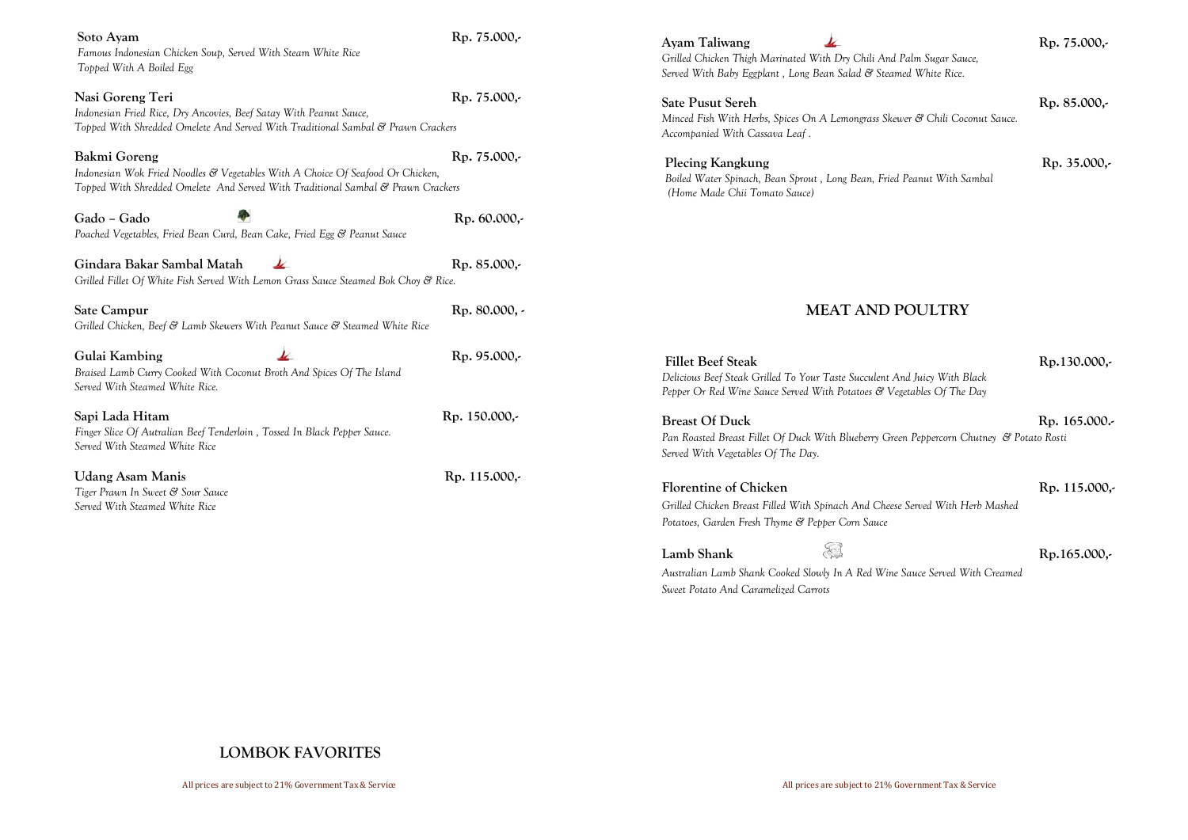**Soto Ayam** Rp. 75.000,-
*Famous Indonesian Chicken Soup, Served With Steam White Rice Topped With A Boiled Egg*

**Nasi Goreng Teri** Rp. 75.000,-
*Indonesian Fried Rice, Dry Ancovies, Beef Satay With Peanut Sauce, Topped With Shredded Omelete And Served With Traditional Sambal & Prawn Crackers*

**Bakmi Goreng** Rp. 75.000,-
*Indonesian Wok Fried Noodles & Vegetables With A Choice Of Seafood Or Chicken, Topped With Shredded Omelete And Served With Traditional Sambal & Prawn Crackers*

**Gado – Gado** Rp. 60.000,-
*Poached Vegetables, Fried Bean Curd, Bean Cake, Fried Egg & Peanut Sauce*

**Gindara Bakar Sambal Matah** Rp. 85.000,-
*Grilled Fillet Of White Fish Served With Lemon Grass Sauce Steamed Bok Choy & Rice.*

**Sate Campur** Rp. 80.000, -
*Grilled Chicken, Beef & Lamb Skewers With Peanut Sauce & Steamed White Rice*

**Gulai Kambing** Rp. 95.000,-
*Braised Lamb Curry Cooked With Coconut Broth And Spices Of The Island Served With Steamed White Rice.*

**Sapi Lada Hitam** Rp. 150.000,-
*Finger Slice Of Autralian Beef Tenderloin , Tossed In Black Pepper Sauce. Served With Steamed White Rice*

**Udang Asam Manis** Rp. 115.000,-
*Tiger Prawn In Sweet & Sour Sauce Served With Steamed White Rice*

## LOMBOK FAVORITES

All prices are subject to 21% Government Tax & Service

**Ayam Taliwang** Rp. 75.000,-
*Grilled Chicken Thigh Marinated With Dry Chili And Palm Sugar Sauce, Served With Baby Eggplant , Long Bean Salad & Steamed White Rice.*

**Sate Pusut Sereh** Rp. 85.000,-
*Minced Fish With Herbs, Spices On A Lemongrass Skewer & Chili Coconut Sauce. Accompanied With Cassava Leaf .*

**Plecing Kangkung** Rp. 35.000,-
*Boiled Water Spinach, Bean Sprout , Long Bean, Fried Peanut With Sambal (Home Made Chii Tomato Sauce)*

## MEAT AND POULTRY

**Fillet Beef Steak** Rp.130.000,-
*Delicious Beef Steak Grilled To Your Taste Succulent And Juicy With Black Pepper Or Red Wine Sauce Served With Potatoes & Vegetables Of The Day*

**Breast Of Duck** Rp. 165.000.-
*Pan Roasted Breast Fillet Of Duck With Blueberry Green Peppercorn Chutney & Potato Rosti Served With Vegetables Of The Day.*

**Florentine of Chicken** Rp. 115.000,-
*Grilled Chicken Breast Filled With Spinach And Cheese Served With Herb Mashed Potatoes, Garden Fresh Thyme & Pepper Corn Sauce*

**Lamb Shank** Rp.165.000,-
*Australian Lamb Shank Cooked Slowly In A Red Wine Sauce Served With Creamed Sweet Potato And Caramelized Carrots*

All prices are subject to 21% Government Tax & Service